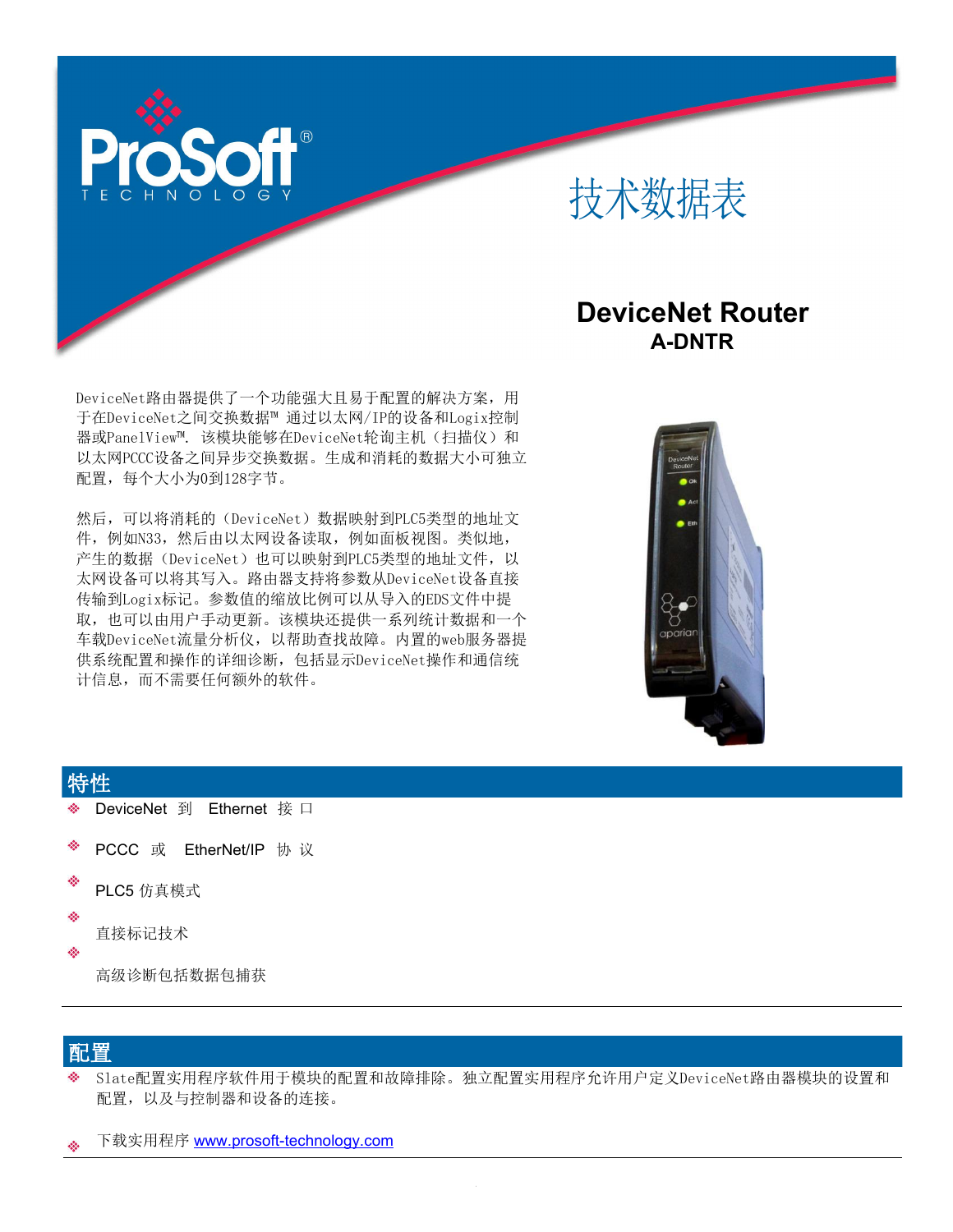# 技术数据表

## DeviceNet Router
**A-DNTR**

DeviceNet路由器提供了一个功能强大且易于配置的解决方案，用于在DeviceNet之间交换数据™ 通过以太网/IP的设备和Logix控制器或PanelView™. 该模块能够在DeviceNet轮询主机（扫描仪）和以太网PCCC设备之间异步交换数据。生成和消耗的数据大小可独立配置，每个大小为0到128字节。

然后，可以将消耗的（DeviceNet）数据映射到PLC5类型的地址文件，例如N33，然后由以太网设备读取，例如面板视图。类似地，产生的数据（DeviceNet）也可以映射到PLC5类型的地址文件，以太网设备可以将其写入。路由器支持将参数从DeviceNet设备直接传输到Logix标记。参数值的缩放比例可以从导入的EDS文件中提取，也可以由用户手动更新。该模块还提供一系列统计数据和一个车载DeviceNet流量分析仪，以帮助查找故障。内置的web服务器提供系统配置和操作的详细诊断，包括显示DeviceNet操作和通信统计信息，而不需要任何额外的软件。

## 特性

- DeviceNet 到 Ethernet 接口
- PCCC 或 EtherNet/IP 协议
- PLC5 仿真模式
- 直接标记技术
- 高级诊断包括数据包捕获

---

## 配置

- Slate配置实用程序软件用于模块的配置和故障排除。独立配置实用程序允许用户定义DeviceNet路由器模块的设置和配置，以及与控制器和设备的连接。
- 下载实用程序 www.prosoft-technology.com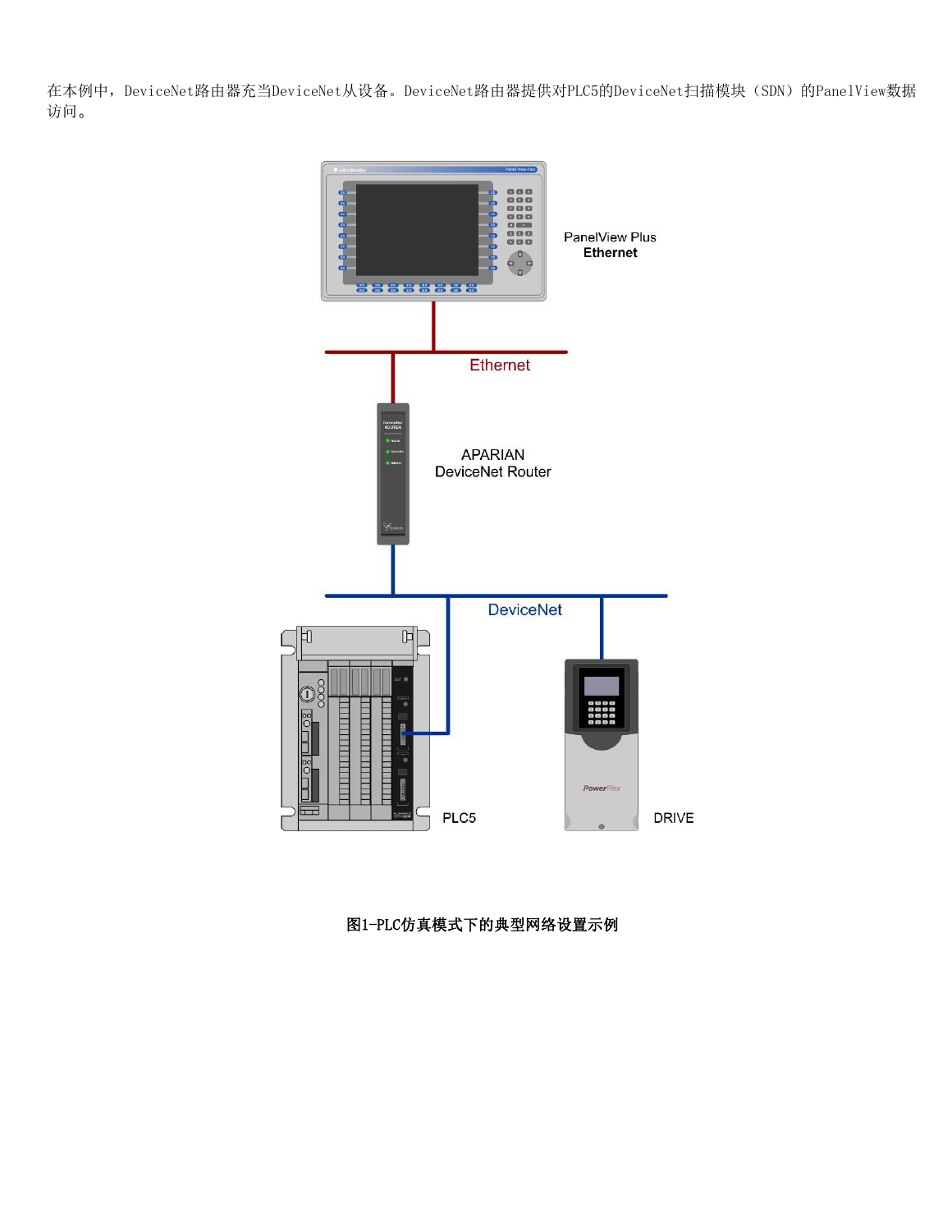在本例中，DeviceNet路由器充当DeviceNet从设备。DeviceNet路由器提供对PLC5的DeviceNet扫描模块（SDN）的PanelView数据访问。

PanelView Plus
**Ethernet**

Ethernet

APARIAN
DeviceNet Router

DeviceNet

PLC5

DRIVE

**图1-PLC仿真模式下的典型网络设置示例**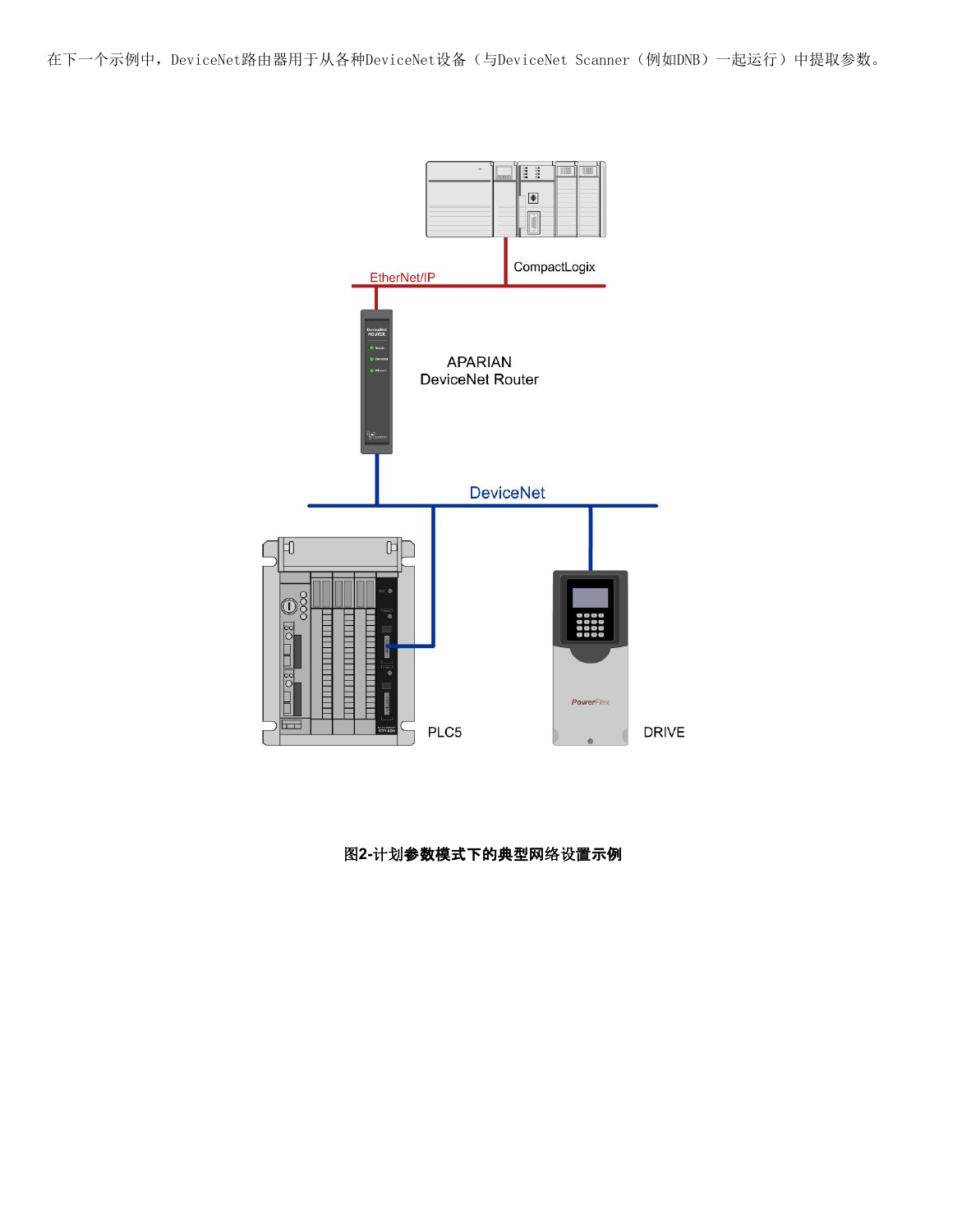在下一个示例中，DeviceNet路由器用于从各种DeviceNet设备（与DeviceNet Scanner（例如DNB）一起运行）中提取参数。

**图2-计划参数模式下的典型网络设置示例**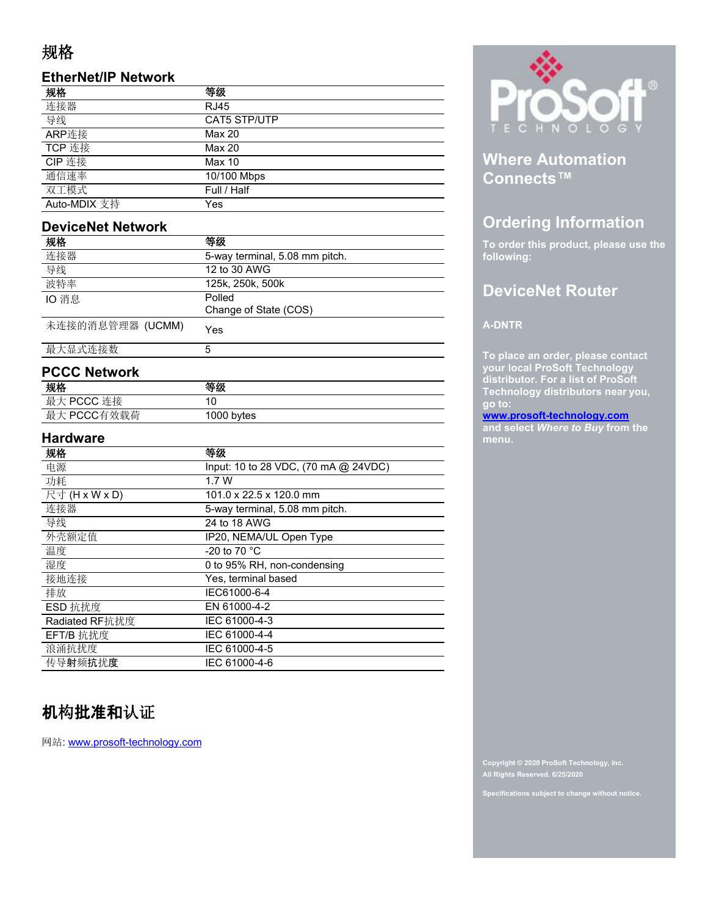# 规格

## EtherNet/IP Network

| 规格 | 等级 |
| --- | --- |
| 连接器 | RJ45 |
| 导线 | CAT5 STP/UTP |
| ARP连接 | Max 20 |
| TCP 连接 | Max 20 |
| CIP 连接 | Max 10 |
| 通信速率 | 10/100 Mbps |
| 双工模式 | Full / Half |
| Auto-MDIX 支持 | Yes |

## DeviceNet Network

| 规格 | 等级 |
| --- | --- |
| 连接器 | 5-way terminal, 5.08 mm pitch. |
| 导线 | 12 to 30 AWG |
| 波特率 | 125k, 250k, 500k |
| IO 消息 | Polled<br>Change of State (COS) |
| 未连接的消息管理器 (UCMM) | Yes |
| 最大显式连接数 | 5 |

## PCCC Network

| 规格 | 等级 |
| --- | --- |
| 最大 PCCC 连接 | 10 |
| 最大 PCCC有效载荷 | 1000 bytes |

## Hardware

| 规格 | 等级 |
| --- | --- |
| 电源 | Input: 10 to 28 VDC, (70 mA @ 24VDC) |
| 功耗 | 1.7 W |
| 尺寸 (H x W x D) | 101.0 x 22.5 x 120.0 mm |
| 连接器 | 5-way terminal, 5.08 mm pitch. |
| 导线 | 24 to 18 AWG |
| 外壳额定值 | IP20, NEMA/UL Open Type |
| 温度 | -20 to 70 °C |
| 湿度 | 0 to 95% RH, non-condensing |
| 接地连接 | Yes, terminal based |
| 排放 | IEC61000-6-4 |
| ESD 抗扰度 | EN 61000-4-2 |
| Radiated RF抗扰度 | IEC 61000-4-3 |
| EFT/B 抗扰度 | IEC 61000-4-4 |
| 浪涌抗扰度 | IEC 61000-4-5 |
| 传导射频抗扰度 | IEC 61000-4-6 |

# 机构批准和认证

网站: www.prosoft-technology.com

ProSoft TECHNOLOGY

**Where Automation Connects™**

## Ordering Information

**To order this product, please use the following:**

## DeviceNet Router

**A-DNTR**

**To place an order, please contact your local ProSoft Technology distributor. For a list of ProSoft Technology distributors near you, go to: www.prosoft-technology.com and select *Where to Buy* from the menu.**

Copyright © 2020 ProSoft Technology, Inc.
All Rights Reserved. 6/25/2020

Specifications subject to change without notice.